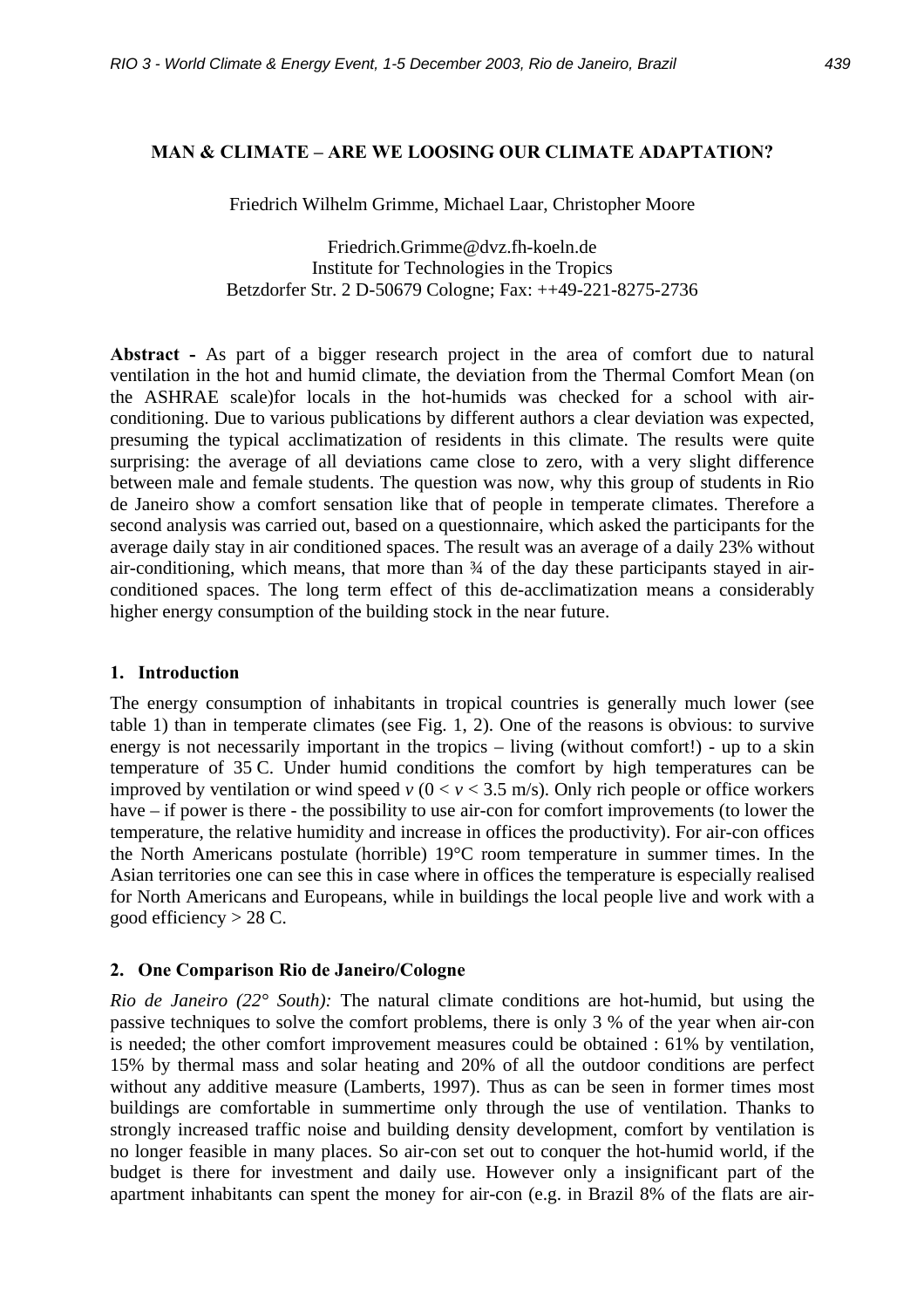# MAN & CLIMATE – ARE WE LOOSING OUR CLIMATE ADAPTATION?

Friedrich Wilhelm Grimme, Michael Laar, Christopher Moore

Friedrich.Grimme@dvz.fh-koeln.de
Institute for Technologies in the Tropics
Betzdorfer Str. 2 D-50679 Cologne; Fax: ++49-221-8275-2736

**Abstract -** As part of a bigger research project in the area of comfort due to natural ventilation in the hot and humid climate, the deviation from the Thermal Comfort Mean (on the ASHRAE scale)for locals in the hot-humids was checked for a school with air-conditioning. Due to various publications by different authors a clear deviation was expected, presuming the typical acclimatization of residents in this climate. The results were quite surprising: the average of all deviations came close to zero, with a very slight difference between male and female students. The question was now, why this group of students in Rio de Janeiro show a comfort sensation like that of people in temperate climates. Therefore a second analysis was carried out, based on a questionnaire, which asked the participants for the average daily stay in air conditioned spaces. The result was an average of a daily 23% without air-conditioning, which means, that more than ¾ of the day these participants stayed in air-conditioned spaces. The long term effect of this de-acclimatization means a considerably higher energy consumption of the building stock in the near future.

## 1. Introduction

The energy consumption of inhabitants in tropical countries is generally much lower (see table 1) than in temperate climates (see Fig. 1, 2). One of the reasons is obvious: to survive energy is not necessarily important in the tropics – living (without comfort!) - up to a skin temperature of 35 C. Under humid conditions the comfort by high temperatures can be improved by ventilation or wind speed $v$ ($0 < v < 3.5$ m/s). Only rich people or office workers have – if power is there - the possibility to use air-con for comfort improvements (to lower the temperature, the relative humidity and increase in offices the productivity). For air-con offices the North Americans postulate (horrible) 19°C room temperature in summer times. In the Asian territories one can see this in case where in offices the temperature is especially realised for North Americans and Europeans, while in buildings the local people live and work with a good efficiency > 28 C.

## 2. One Comparison Rio de Janeiro/Cologne

*Rio de Janeiro (22° South):* The natural climate conditions are hot-humid, but using the passive techniques to solve the comfort problems, there is only 3 % of the year when air-con is needed; the other comfort improvement measures could be obtained : 61% by ventilation, 15% by thermal mass and solar heating and 20% of all the outdoor conditions are perfect without any additive measure (Lamberts, 1997). Thus as can be seen in former times most buildings are comfortable in summertime only through the use of ventilation. Thanks to strongly increased traffic noise and building density development, comfort by ventilation is no longer feasible in many places. So air-con set out to conquer the hot-humid world, if the budget is there for investment and daily use. However only a insignificant part of the apartment inhabitants can spent the money for air-con (e.g. in Brazil 8% of the flats are air-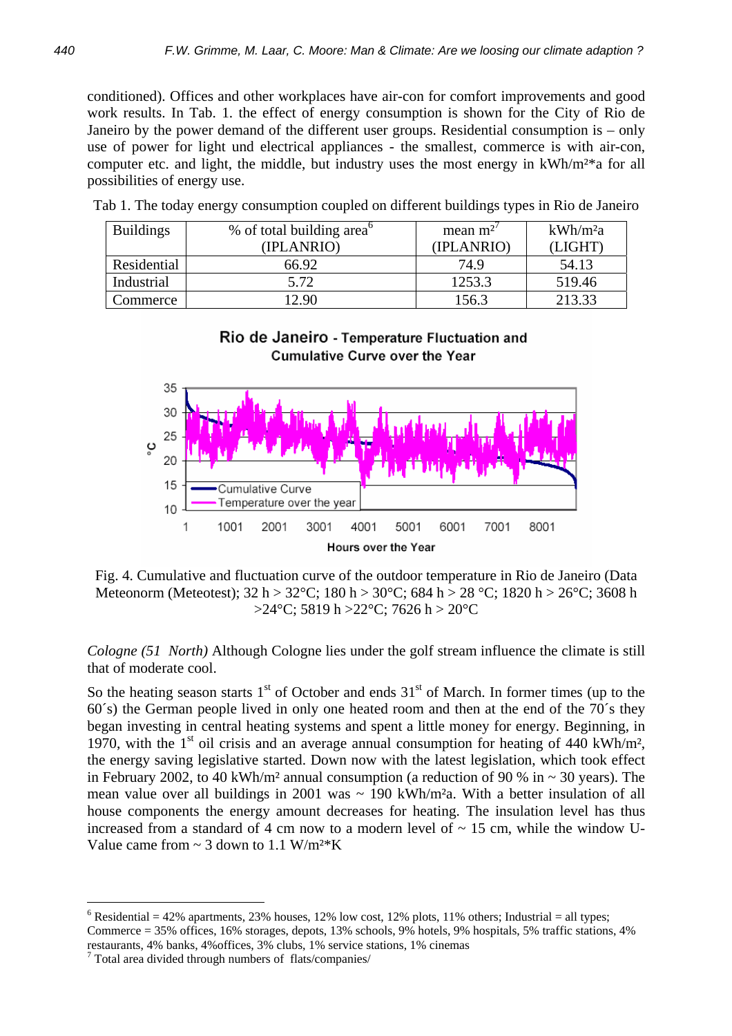conditioned). Offices and other workplaces have air-con for comfort improvements and good work results. In Tab. 1. the effect of energy consumption is shown for the City of Rio de Janeiro by the power demand of the different user groups. Residential consumption is – only use of power for light und electrical appliances - the smallest, commerce is with air-con, computer etc. and light, the middle, but industry uses the most energy in kWh/m²*a for all possibilities of energy use.

Tab 1. The today energy consumption coupled on different buildings types in Rio de Janeiro

| Buildings | % of total building area[6] (IPLANRIO) | mean m²[7] (IPLANRIO) | kWh/m²a (LIGHT) |
|---|---|---|---|
| Residential | 66.92 | 74.9 | 54.13 |
| Industrial | 5.72 | 1253.3 | 519.46 |
| Commerce | 12.90 | 156.3 | 213.33 |

Fig. 4. Cumulative and fluctuation curve of the outdoor temperature in Rio de Janeiro (Data Meteonorm (Meteotest); 32 h > 32°C; 180 h > 30°C; 684 h > 28 °C; 1820 h > 26°C; 3608 h >24°C; 5819 h >22°C; 7626 h > 20°C

*Cologne (51 North)* Although Cologne lies under the golf stream influence the climate is still that of moderate cool.

So the heating season starts 1st of October and ends 31st of March. In former times (up to the 60´s) the German people lived in only one heated room and then at the end of the 70´s they began investing in central heating systems and spent a little money for energy. Beginning, in 1970, with the 1st oil crisis and an average annual consumption for heating of 440 kWh/m², the energy saving legislative started. Down now with the latest legislation, which took effect in February 2002, to 40 kWh/m² annual consumption (a reduction of 90 % in ~ 30 years). The mean value over all buildings in 2001 was ~ 190 kWh/m²a. With a better insulation of all house components the energy amount decreases for heating. The insulation level has thus increased from a standard of 4 cm now to a modern level of ~ 15 cm, while the window U-Value came from ~ 3 down to 1.1 W/m²*K

---

[6] Residential = 42% apartments, 23% houses, 12% low cost, 12% plots, 11% others; Industrial = all types; Commerce = 35% offices, 16% storages, depots, 13% schools, 9% hotels, 9% hospitals, 5% traffic stations, 4% restaurants, 4% banks, 4%offices, 3% clubs, 1% service stations, 1% cinemas

[7] Total area divided through numbers of flats/companies/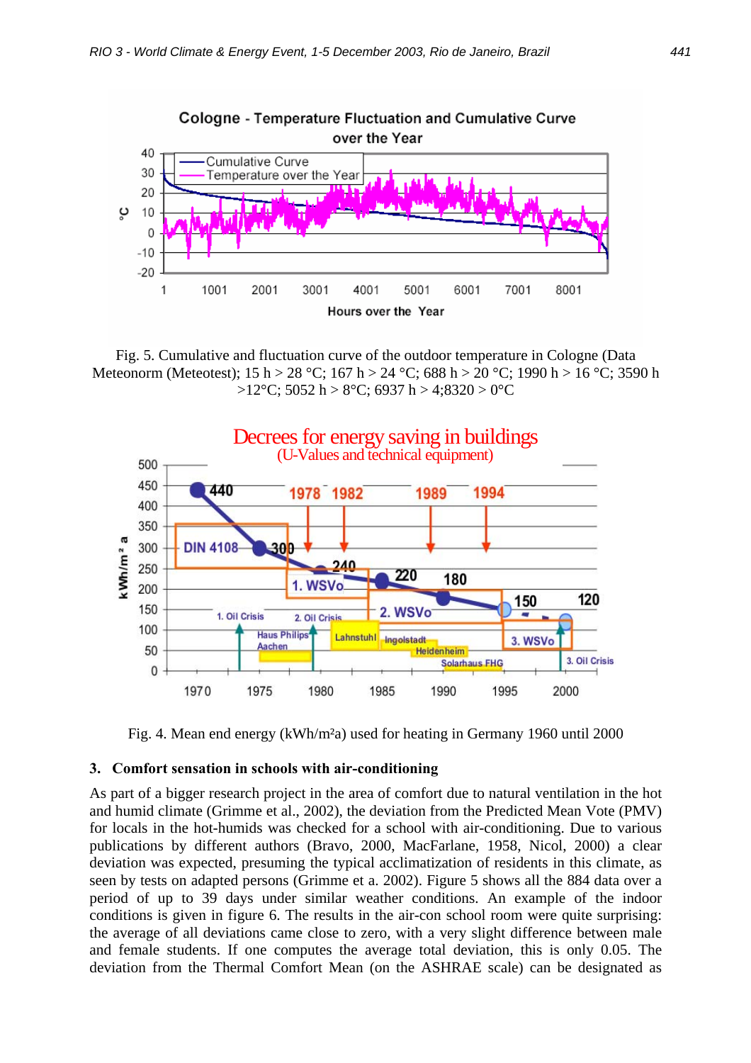Fig. 5. Cumulative and fluctuation curve of the outdoor temperature in Cologne (Data Meteonorm (Meteotest); 15 h > 28 °C; 167 h > 24 °C; 688 h > 20 °C; 1990 h > 16 °C; 3590 h >12°C; 5052 h > 8°C; 6937 h > 4;8320 > 0°C

Fig. 4. Mean end energy (kWh/m²a) used for heating in Germany 1960 until 2000

## 3. Comfort sensation in schools with air-conditioning

As part of a bigger research project in the area of comfort due to natural ventilation in the hot and humid climate (Grimme et al., 2002), the deviation from the Predicted Mean Vote (PMV) for locals in the hot-humids was checked for a school with air-conditioning. Due to various publications by different authors (Bravo, 2000, MacFarlane, 1958, Nicol, 2000) a clear deviation was expected, presuming the typical acclimatization of residents in this climate, as seen by tests on adapted persons (Grimme et a. 2002). Figure 5 shows all the 884 data over a period of up to 39 days under similar weather conditions. An example of the indoor conditions is given in figure 6. The results in the air-con school room were quite surprising: the average of all deviations came close to zero, with a very slight difference between male and female students. If one computes the average total deviation, this is only 0.05. The deviation from the Thermal Comfort Mean (on the ASHRAE scale) can be designated as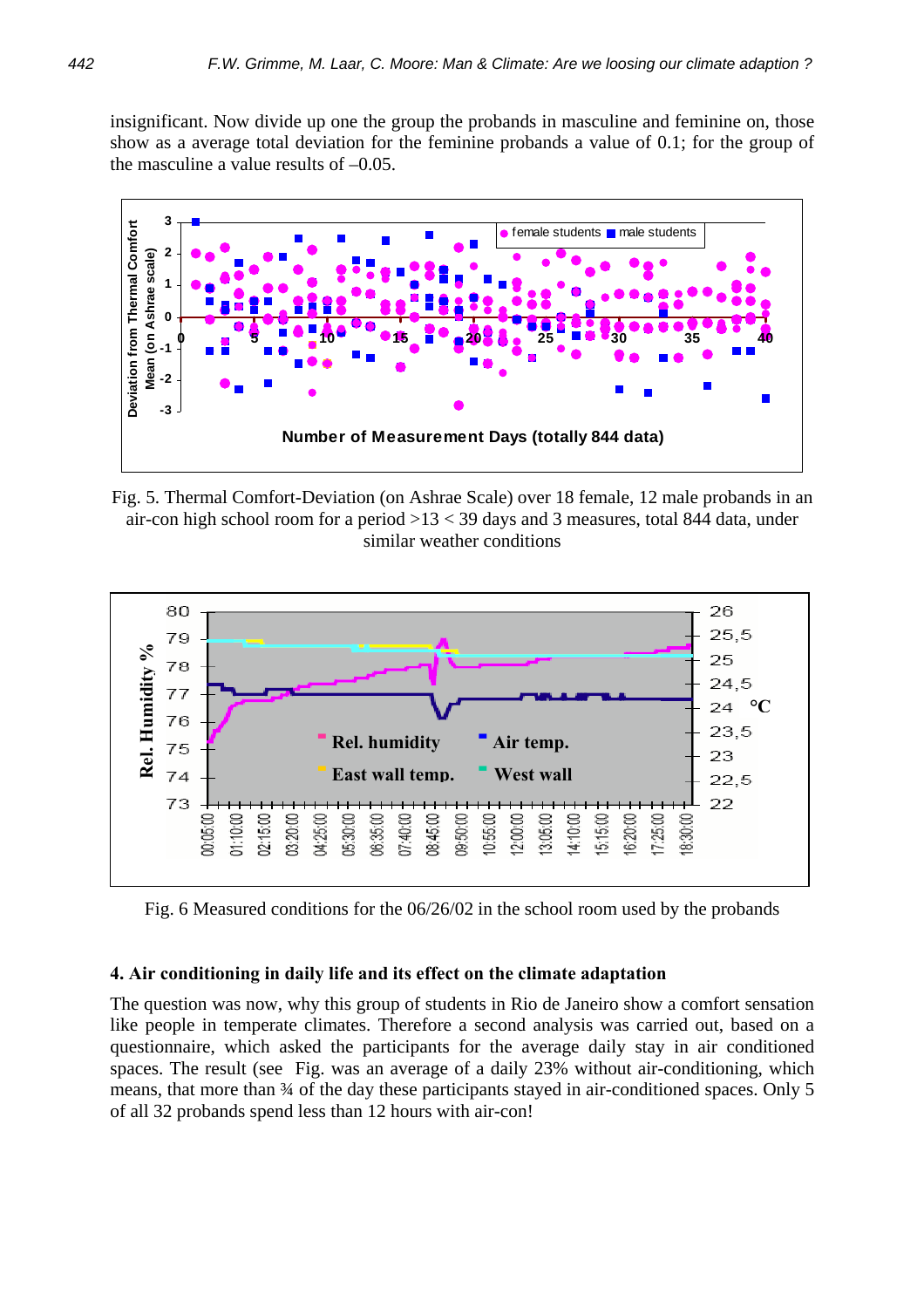insignificant. Now divide up one the group the probands in masculine and feminine on, those show as a average total deviation for the feminine probands a value of 0.1; for the group of the masculine a value results of –0.05.

Fig. 5. Thermal Comfort-Deviation (on Ashrae Scale) over 18 female, 12 male probands in an air-con high school room for a period >13 < 39 days and 3 measures, total 844 data, under similar weather conditions

Fig. 6 Measured conditions for the 06/26/02 in the school room used by the probands

### 4. Air conditioning in daily life and its effect on the climate adaptation

The question was now, why this group of students in Rio de Janeiro show a comfort sensation like people in temperate climates. Therefore a second analysis was carried out, based on a questionnaire, which asked the participants for the average daily stay in air conditioned spaces. The result (see Fig. was an average of a daily 23% without air-conditioning, which means, that more than ¾ of the day these participants stayed in air-conditioned spaces. Only 5 of all 32 probands spend less than 12 hours with air-con!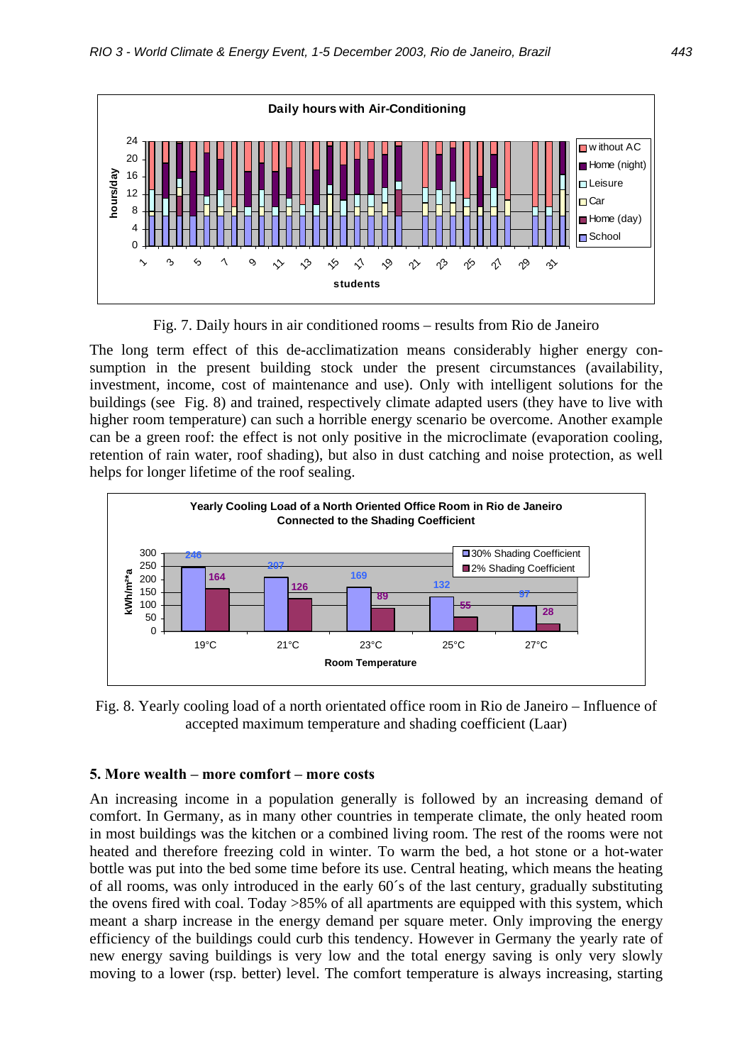Fig. 7. Daily hours in air conditioned rooms – results from Rio de Janeiro

The long term effect of this de-acclimatization means considerably higher energy consumption in the present building stock under the present circumstances (availability, investment, income, cost of maintenance and use). Only with intelligent solutions for the buildings (see Fig. 8) and trained, respectively climate adapted users (they have to live with higher room temperature) can such a horrible energy scenario be overcome. Another example can be a green roof: the effect is not only positive in the microclimate (evaporation cooling, retention of rain water, roof shading), but also in dust catching and noise protection, as well helps for longer lifetime of the roof sealing.

Fig. 8. Yearly cooling load of a north orientated office room in Rio de Janeiro – Influence of accepted maximum temperature and shading coefficient (Laar)

## 5. More wealth – more comfort – more costs

An increasing income in a population generally is followed by an increasing demand of comfort. In Germany, as in many other countries in temperate climate, the only heated room in most buildings was the kitchen or a combined living room. The rest of the rooms were not heated and therefore freezing cold in winter. To warm the bed, a hot stone or a hot-water bottle was put into the bed some time before its use. Central heating, which means the heating of all rooms, was only introduced in the early 60´s of the last century, gradually substituting the ovens fired with coal. Today >85% of all apartments are equipped with this system, which meant a sharp increase in the energy demand per square meter. Only improving the energy efficiency of the buildings could curb this tendency. However in Germany the yearly rate of new energy saving buildings is very low and the total energy saving is only very slowly moving to a lower (rsp. better) level. The comfort temperature is always increasing, starting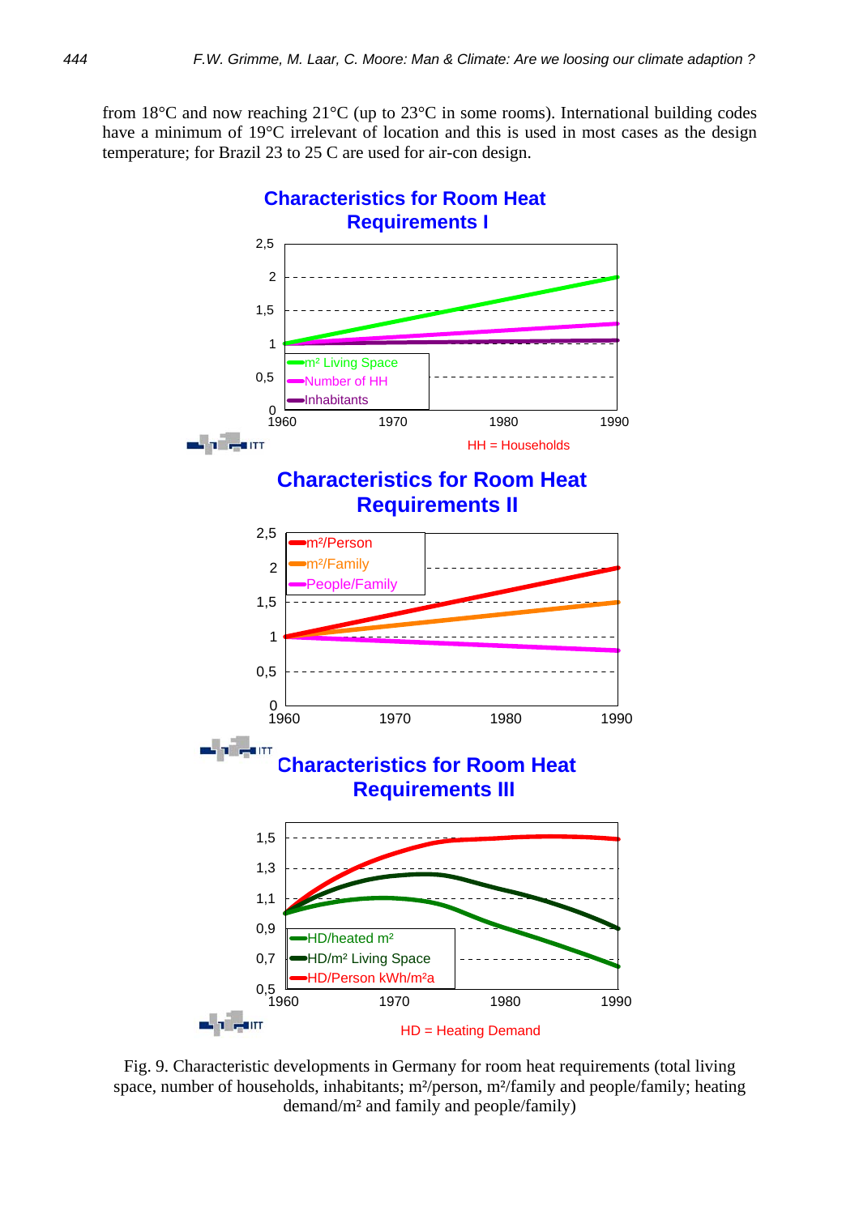from 18°C and now reaching 21°C (up to 23°C in some rooms). International building codes have a minimum of 19°C irrelevant of location and this is used in most cases as the design temperature; for Brazil 23 to 25 C are used for air-con design.

Fig. 9. Characteristic developments in Germany for room heat requirements (total living space, number of households, inhabitants; m²/person, m²/family and people/family; heating demand/m² and family and people/family)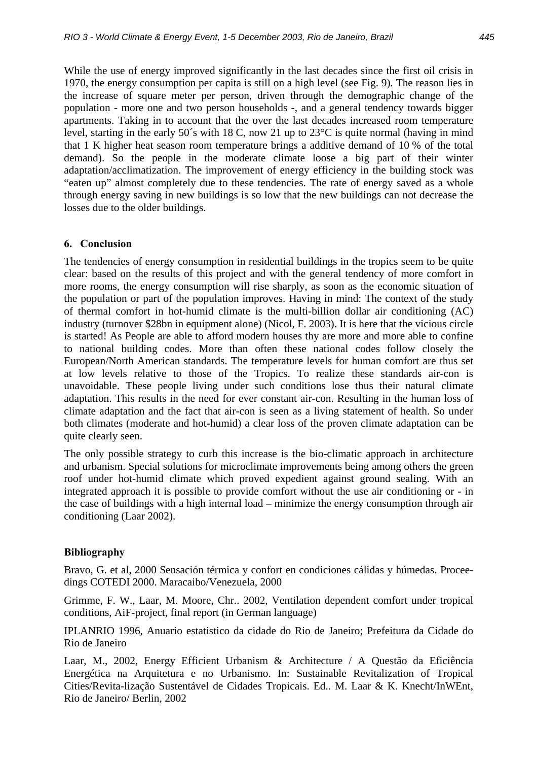While the use of energy improved significantly in the last decades since the first oil crisis in 1970, the energy consumption per capita is still on a high level (see Fig. 9). The reason lies in the increase of square meter per person, driven through the demographic change of the population - more one and two person households -, and a general tendency towards bigger apartments. Taking in to account that the over the last decades increased room temperature level, starting in the early 50´s with 18 C, now 21 up to 23°C is quite normal (having in mind that 1 K higher heat season room temperature brings a additive demand of 10 % of the total demand). So the people in the moderate climate loose a big part of their winter adaptation/acclimatization. The improvement of energy efficiency in the building stock was "eaten up" almost completely due to these tendencies. The rate of energy saved as a whole through energy saving in new buildings is so low that the new buildings can not decrease the losses due to the older buildings.

## 6. Conclusion

The tendencies of energy consumption in residential buildings in the tropics seem to be quite clear: based on the results of this project and with the general tendency of more comfort in more rooms, the energy consumption will rise sharply, as soon as the economic situation of the population or part of the population improves. Having in mind: The context of the study of thermal comfort in hot-humid climate is the multi-billion dollar air conditioning (AC) industry (turnover $28bn in equipment alone) (Nicol, F. 2003). It is here that the vicious circle is started! As People are able to afford modern houses thy are more and more able to confine to national building codes. More than often these national codes follow closely the European/North American standards. The temperature levels for human comfort are thus set at low levels relative to those of the Tropics. To realize these standards air-con is unavoidable. These people living under such conditions lose thus their natural climate adaptation. This results in the need for ever constant air-con. Resulting in the human loss of climate adaptation and the fact that air-con is seen as a living statement of health. So under both climates (moderate and hot-humid) a clear loss of the proven climate adaptation can be quite clearly seen.

The only possible strategy to curb this increase is the bio-climatic approach in architecture and urbanism. Special solutions for microclimate improvements being among others the green roof under hot-humid climate which proved expedient against ground sealing. With an integrated approach it is possible to provide comfort without the use air conditioning or - in the case of buildings with a high internal load – minimize the energy consumption through air conditioning (Laar 2002).

## Bibliography

Bravo, G. et al, 2000 Sensación térmica y confort en condiciones cálidas y húmedas. Proceedings COTEDI 2000. Maracaibo/Venezuela, 2000

Grimme, F. W., Laar, M. Moore, Chr.. 2002, Ventilation dependent comfort under tropical conditions, AiF-project, final report (in German language)

IPLANRIO 1996, Anuario estatistico da cidade do Rio de Janeiro; Prefeitura da Cidade do Rio de Janeiro

Laar, M., 2002, Energy Efficient Urbanism & Architecture / A Questão da Eficiência Energética na Arquitetura e no Urbanismo. In: Sustainable Revitalization of Tropical Cities/Revita-lização Sustentável de Cidades Tropicais. Ed.. M. Laar & K. Knecht/InWEnt, Rio de Janeiro/ Berlin, 2002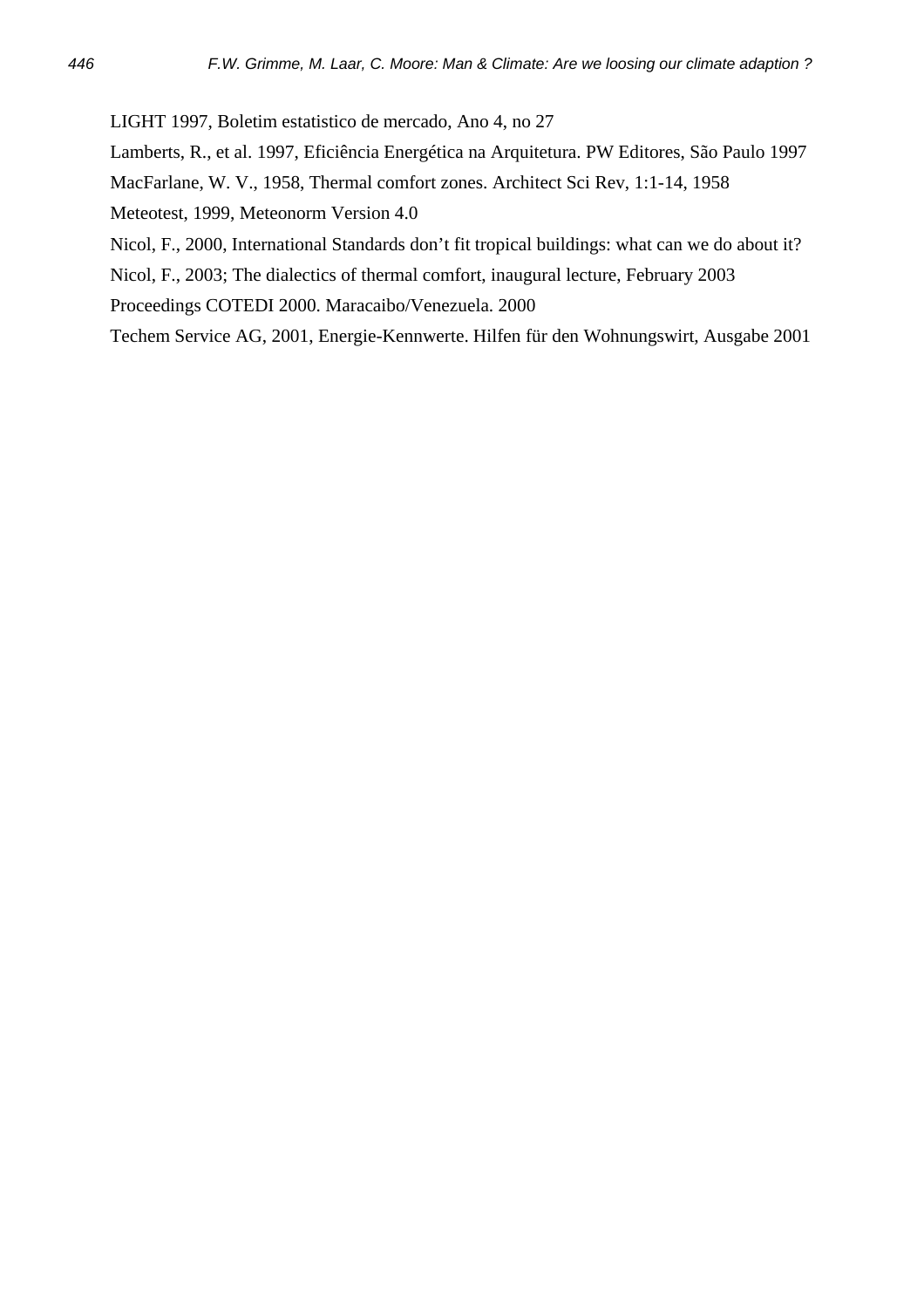LIGHT 1997, Boletim estatistico de mercado, Ano 4, no 27

Lamberts, R., et al. 1997, Eficiência Energética na Arquitetura. PW Editores, São Paulo 1997

MacFarlane, W. V., 1958, Thermal comfort zones. Architect Sci Rev, 1:1-14, 1958

Meteotest, 1999, Meteonorm Version 4.0

Nicol, F., 2000, International Standards don’t fit tropical buildings: what can we do about it?

Nicol, F., 2003; The dialectics of thermal comfort, inaugural lecture, February 2003

Proceedings COTEDI 2000. Maracaibo/Venezuela. 2000

Techem Service AG, 2001, Energie-Kennwerte. Hilfen für den Wohnungswirt, Ausgabe 2001